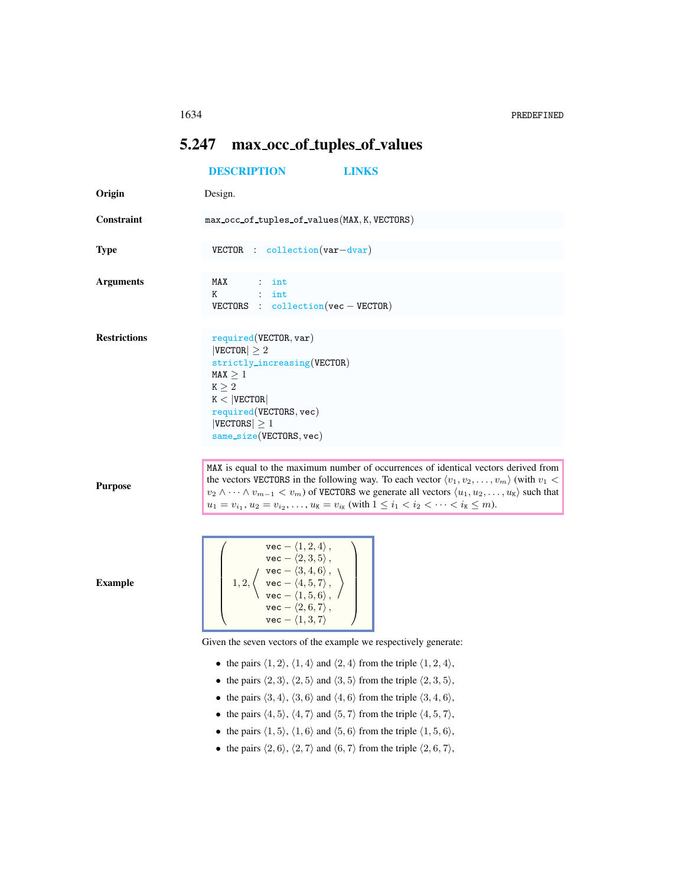## 5.247 max_occ_of_tuples_of_values

DESCRIPTION LINKS

**Origin** Design.

**Constraint** max_occ_of_tuples_of_values(MAX, K, VECTORS)

**Type**

```
VECTOR : collection(var-dvar)
```

**Arguments**

```
MAX     : int
K       : int
VECTORS : collection(vec - VECTOR)
```

**Restrictions**

required(VECTOR, var)
$|\texttt{VECTOR}| \geq 2$
strictly_increasing(VECTOR)
$\texttt{MAX} \geq 1$
$\texttt{K} \geq 2$
$\texttt{K} < |\texttt{VECTOR}|$
required(VECTORS, vec)
$|\texttt{VECTORS}| \geq 1$
same_size(VECTORS, vec)

**Purpose**

MAX is equal to the maximum number of occurrences of identical vectors derived from the vectors VECTORS in the following way. To each vector $\langle v_1, v_2, \ldots, v_m \rangle$ (with $v_1 < v_2 \wedge \cdots \wedge v_{m-1} < v_m$) of VECTORS we generate all vectors $\langle u_1, u_2, \ldots, u_{\texttt{K}} \rangle$ such that $u_1 = v_{i_1}, u_2 = v_{i_2}, \ldots, u_{\texttt{K}} = v_{i_{\texttt{K}}}$ (with $1 \leq i_1 < i_2 < \cdots < i_{\texttt{K}} \leq m$).

**Example**

$$\left(\begin{array}{l} 1, 2, \left\langle \begin{array}{l} \texttt{vec} - \langle 1, 2, 4 \rangle, \\ \texttt{vec} - \langle 2, 3, 5 \rangle, \\ \texttt{vec} - \langle 3, 4, 6 \rangle, \\ \texttt{vec} - \langle 4, 5, 7 \rangle, \\ \texttt{vec} - \langle 1, 5, 6 \rangle, \\ \texttt{vec} - \langle 2, 6, 7 \rangle, \\ \texttt{vec} - \langle 1, 3, 7 \rangle \end{array} \right\rangle \end{array}\right)$$

Given the seven vectors of the example we respectively generate:

- the pairs $\langle 1, 2 \rangle$, $\langle 1, 4 \rangle$ and $\langle 2, 4 \rangle$ from the triple $\langle 1, 2, 4 \rangle$,
- the pairs $\langle 2, 3 \rangle$, $\langle 2, 5 \rangle$ and $\langle 3, 5 \rangle$ from the triple $\langle 2, 3, 5 \rangle$,
- the pairs $\langle 3, 4 \rangle$, $\langle 3, 6 \rangle$ and $\langle 4, 6 \rangle$ from the triple $\langle 3, 4, 6 \rangle$,
- the pairs $\langle 4, 5 \rangle$, $\langle 4, 7 \rangle$ and $\langle 5, 7 \rangle$ from the triple $\langle 4, 5, 7 \rangle$,
- the pairs $\langle 1, 5 \rangle$, $\langle 1, 6 \rangle$ and $\langle 5, 6 \rangle$ from the triple $\langle 1, 5, 6 \rangle$,
- the pairs $\langle 2, 6 \rangle$, $\langle 2, 7 \rangle$ and $\langle 6, 7 \rangle$ from the triple $\langle 2, 6, 7 \rangle$,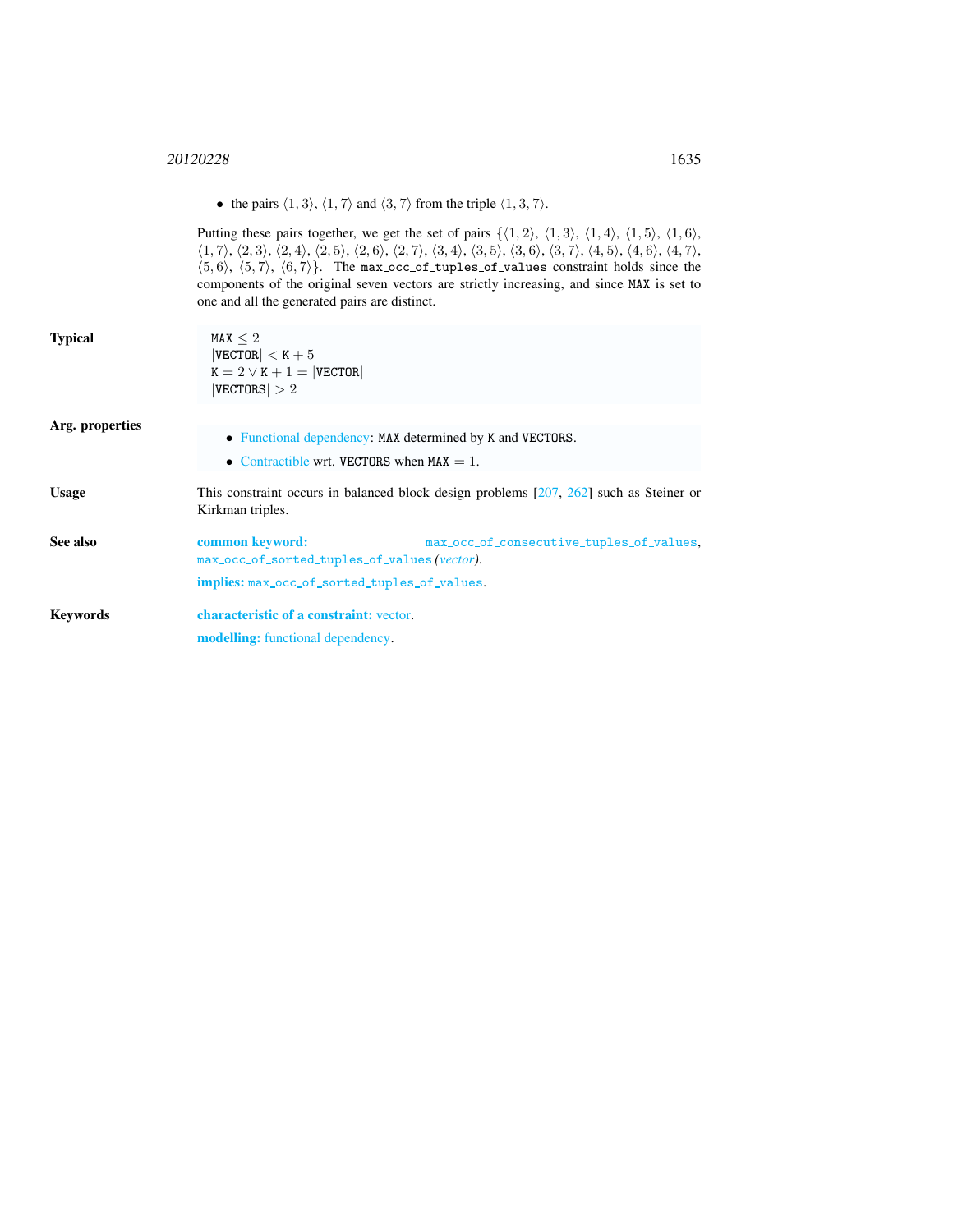- the pairs $\langle 1, 3\rangle$, $\langle 1, 7\rangle$ and $\langle 3, 7\rangle$ from the triple $\langle 1, 3, 7\rangle$.

Putting these pairs together, we get the set of pairs $\{\langle 1, 2\rangle, \langle 1, 3\rangle, \langle 1, 4\rangle, \langle 1, 5\rangle, \langle 1, 6\rangle, \langle 1, 7\rangle, \langle 2, 3\rangle, \langle 2, 4\rangle, \langle 2, 5\rangle, \langle 2, 6\rangle, \langle 2, 7\rangle, \langle 3, 4\rangle, \langle 3, 5\rangle, \langle 3, 6\rangle, \langle 3, 7\rangle, \langle 4, 5\rangle, \langle 4, 6\rangle, \langle 4, 7\rangle, \langle 5, 6\rangle, \langle 5, 7\rangle, \langle 6, 7\rangle\}$. The max_occ_of_tuples_of_values constraint holds since the components of the original seven vectors are strictly increasing, and since MAX is set to one and all the generated pairs are distinct.

**Typical**

$\texttt{MAX} \leq 2$
$|\texttt{VECTOR}| < \texttt{K} + 5$
$\texttt{K} = 2 \vee \texttt{K} + 1 = |\texttt{VECTOR}|$
$|\texttt{VECTORS}| > 2$

**Arg. properties**

- Functional dependency: MAX determined by K and VECTORS.
- Contractible wrt. VECTORS when $\texttt{MAX} = 1$.

**Usage**

This constraint occurs in balanced block design problems [207, 262] such as Steiner or Kirkman triples.

**See also**

**common keyword:** max_occ_of_consecutive_tuples_of_values, max_occ_of_sorted_tuples_of_values *(vector)*.

**implies:** max_occ_of_sorted_tuples_of_values.

**Keywords**

**characteristic of a constraint:** vector.

**modelling:** functional dependency.